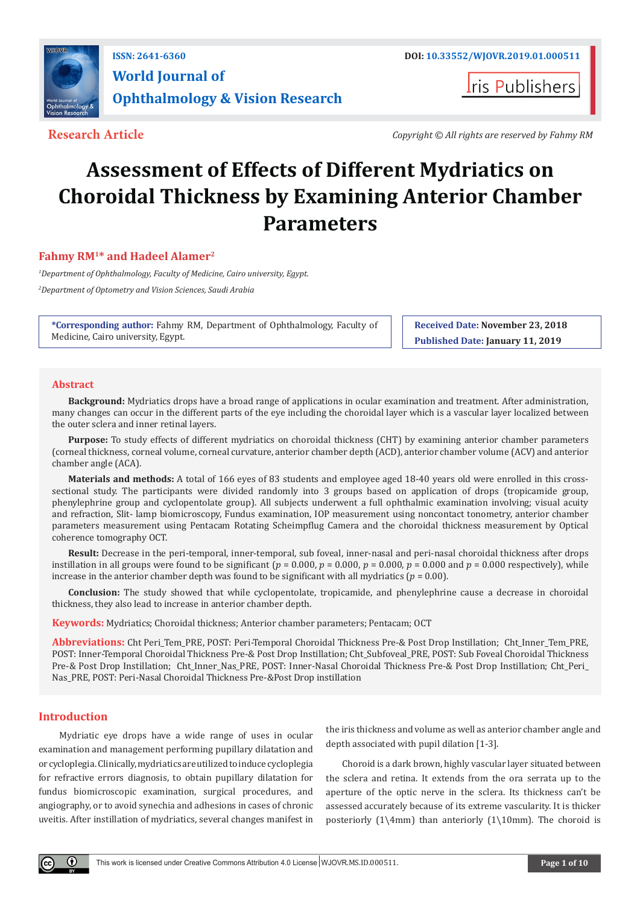ISSN: 2641-6360

DOI: 10.33552/WJOVR.2019.01.000511

**World Journal of Ophthalmology & Vision Research**

Iris Publishers

**Research Article**

*Copyright © All rights are reserved by Fahmy RM*

# Assessment of Effects of Different Mydriatics on Choroidal Thickness by Examining Anterior Chamber Parameters

**Fahmy RM[1]* and Hadeel Alamer[2]**

[1]*Department of Ophthalmology, Faculty of Medicine, Cairo university, Egypt.*

[2]*Department of Optometry and Vision Sciences, Saudi Arabia*

**\*Corresponding author:** Fahmy RM, Department of Ophthalmology, Faculty of Medicine, Cairo university, Egypt.

**Received Date:** November 23, 2018

**Published Date:** January 11, 2019

## Abstract

**Background:** Mydriatics drops have a broad range of applications in ocular examination and treatment. After administration, many changes can occur in the different parts of the eye including the choroidal layer which is a vascular layer localized between the outer sclera and inner retinal layers.

**Purpose:** To study effects of different mydriatics on choroidal thickness (CHT) by examining anterior chamber parameters (corneal thickness, corneal volume, corneal curvature, anterior chamber depth (ACD), anterior chamber volume (ACV) and anterior chamber angle (ACA).

**Materials and methods:** A total of 166 eyes of 83 students and employee aged 18-40 years old were enrolled in this cross-sectional study. The participants were divided randomly into 3 groups based on application of drops (tropicamide group, phenylephrine group and cyclopentolate group). All subjects underwent a full ophthalmic examination involving; visual acuity and refraction, Slit- lamp biomicroscopy, Fundus examination, IOP measurement using noncontact tonometry, anterior chamber parameters measurement using Pentacam Rotating Scheimpflug Camera and the choroidal thickness measurement by Optical coherence tomography OCT.

**Result:** Decrease in the peri-temporal, inner-temporal, sub foveal, inner-nasal and peri-nasal choroidal thickness after drops instillation in all groups were found to be significant ($p$ = 0.000, $p$ = 0.000, $p$ = 0.000, $p$ = 0.000 and $p$ = 0.000 respectively), while increase in the anterior chamber depth was found to be significant with all mydriatics ($p$ = 0.00).

**Conclusion:** The study showed that while cyclopentolate, tropicamide, and phenylephrine cause a decrease in choroidal thickness, they also lead to increase in anterior chamber depth.

**Keywords:** Mydriatics; Choroidal thickness; Anterior chamber parameters; Pentacam; OCT

**Abbreviations:** Cht Peri_Tem_PRE, POST: Peri-Temporal Choroidal Thickness Pre-& Post Drop Instillation; Cht_Inner_Tem_PRE, POST: Inner-Temporal Choroidal Thickness Pre-& Post Drop Instillation; Cht_Subfoveal_PRE, POST: Sub Foveal Choroidal Thickness Pre-& Post Drop Instillation; Cht_Inner_Nas_PRE, POST: Inner-Nasal Choroidal Thickness Pre-& Post Drop Instillation; Cht_Peri_Nas_PRE, POST: Peri-Nasal Choroidal Thickness Pre-&Post Drop instillation

## Introduction

Mydriatic eye drops have a wide range of uses in ocular examination and management performing pupillary dilatation and or cycloplegia. Clinically, mydriatics are utilized to induce cycloplegia for refractive errors diagnosis, to obtain pupillary dilatation for fundus biomicroscopic examination, surgical procedures, and angiography, or to avoid synechia and adhesions in cases of chronic uveitis. After instillation of mydriatics, several changes manifest in the iris thickness and volume as well as anterior chamber angle and depth associated with pupil dilation [1-3].

Choroid is a dark brown, highly vascular layer situated between the sclera and retina. It extends from the ora serrata up to the aperture of the optic nerve in the sclera. Its thickness can't be assessed accurately because of its extreme vascularity. It is thicker posteriorly (1\4mm) than anteriorly (1\10mm). The choroid is

This work is licensed under Creative Commons Attribution 4.0 License | WJOVR.MS.ID.000511.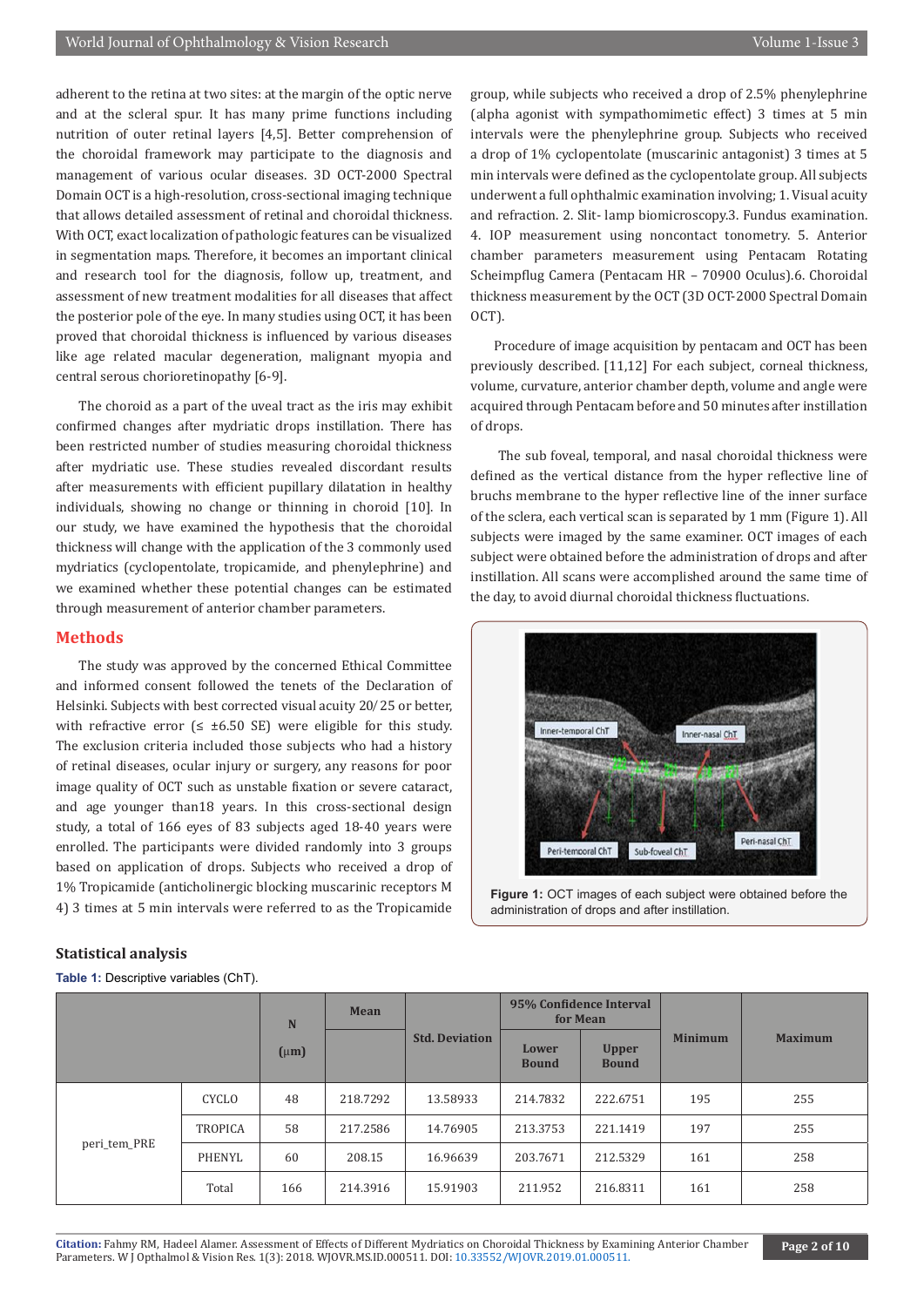adherent to the retina at two sites: at the margin of the optic nerve and at the scleral spur. It has many prime functions including nutrition of outer retinal layers [4,5]. Better comprehension of the choroidal framework may participate to the diagnosis and management of various ocular diseases. 3D OCT-2000 Spectral Domain OCT is a high-resolution, cross-sectional imaging technique that allows detailed assessment of retinal and choroidal thickness. With OCT, exact localization of pathologic features can be visualized in segmentation maps. Therefore, it becomes an important clinical and research tool for the diagnosis, follow up, treatment, and assessment of new treatment modalities for all diseases that affect the posterior pole of the eye. In many studies using OCT, it has been proved that choroidal thickness is influenced by various diseases like age related macular degeneration, malignant myopia and central serous chorioretinopathy [6-9].

The choroid as a part of the uveal tract as the iris may exhibit confirmed changes after mydriatic drops instillation. There has been restricted number of studies measuring choroidal thickness after mydriatic use. These studies revealed discordant results after measurements with efficient pupillary dilatation in healthy individuals, showing no change or thinning in choroid [10]. In our study, we have examined the hypothesis that the choroidal thickness will change with the application of the 3 commonly used mydriatics (cyclopentolate, tropicamide, and phenylephrine) and we examined whether these potential changes can be estimated through measurement of anterior chamber parameters.

## Methods

The study was approved by the concerned Ethical Committee and informed consent followed the tenets of the Declaration of Helsinki. Subjects with best corrected visual acuity 20/25 or better, with refractive error (≤ ±6.50 SE) were eligible for this study. The exclusion criteria included those subjects who had a history of retinal diseases, ocular injury or surgery, any reasons for poor image quality of OCT such as unstable fixation or severe cataract, and age younger than18 years. In this cross-sectional design study, a total of 166 eyes of 83 subjects aged 18-40 years were enrolled. The participants were divided randomly into 3 groups based on application of drops. Subjects who received a drop of 1% Tropicamide (anticholinergic blocking muscarinic receptors M 4) 3 times at 5 min intervals were referred to as the Tropicamide group, while subjects who received a drop of 2.5% phenylephrine (alpha agonist with sympathomimetic effect) 3 times at 5 min intervals were the phenylephrine group. Subjects who received a drop of 1% cyclopentolate (muscarinic antagonist) 3 times at 5 min intervals were defined as the cyclopentolate group. All subjects underwent a full ophthalmic examination involving; 1. Visual acuity and refraction. 2. Slit- lamp biomicroscopy.3. Fundus examination. 4. IOP measurement using noncontact tonometry. 5. Anterior chamber parameters measurement using Pentacam Rotating Scheimpflug Camera (Pentacam HR – 70900 Oculus).6. Choroidal thickness measurement by the OCT (3D OCT-2000 Spectral Domain OCT).

Procedure of image acquisition by pentacam and OCT has been previously described. [11,12] For each subject, corneal thickness, volume, curvature, anterior chamber depth, volume and angle were acquired through Pentacam before and 50 minutes after installation of drops.

The sub foveal, temporal, and nasal choroidal thickness were defined as the vertical distance from the hyper reflective line of bruchs membrane to the hyper reflective line of the inner surface of the sclera, each vertical scan is separated by 1 mm (Figure 1). All subjects were imaged by the same examiner. OCT images of each subject were obtained before the administration of drops and after instillation. All scans were accomplished around the same time of the day, to avoid diurnal choroidal thickness fluctuations.

**Figure 1:** OCT images of each subject were obtained before the administration of drops and after instillation.

### Statistical analysis

**Table 1:** Descriptive variables (ChT).

| | | N (µm) | Mean | Std. Deviation | 95% Confidence Interval for Mean | | Minimum | Maximum |
|---|---|---|---|---|---|---|---|---|
| | | | | | Lower Bound | Upper Bound | | |
| peri_tem_PRE | CYCLO | 48 | 218.7292 | 13.58933 | 214.7832 | 222.6751 | 195 | 255 |
| | TROPICA | 58 | 217.2586 | 14.76905 | 213.3753 | 221.1419 | 197 | 255 |
| | PHENYL | 60 | 208.15 | 16.96639 | 203.7671 | 212.5329 | 161 | 258 |
| | Total | 166 | 214.3916 | 15.91903 | 211.952 | 216.8311 | 161 | 258 |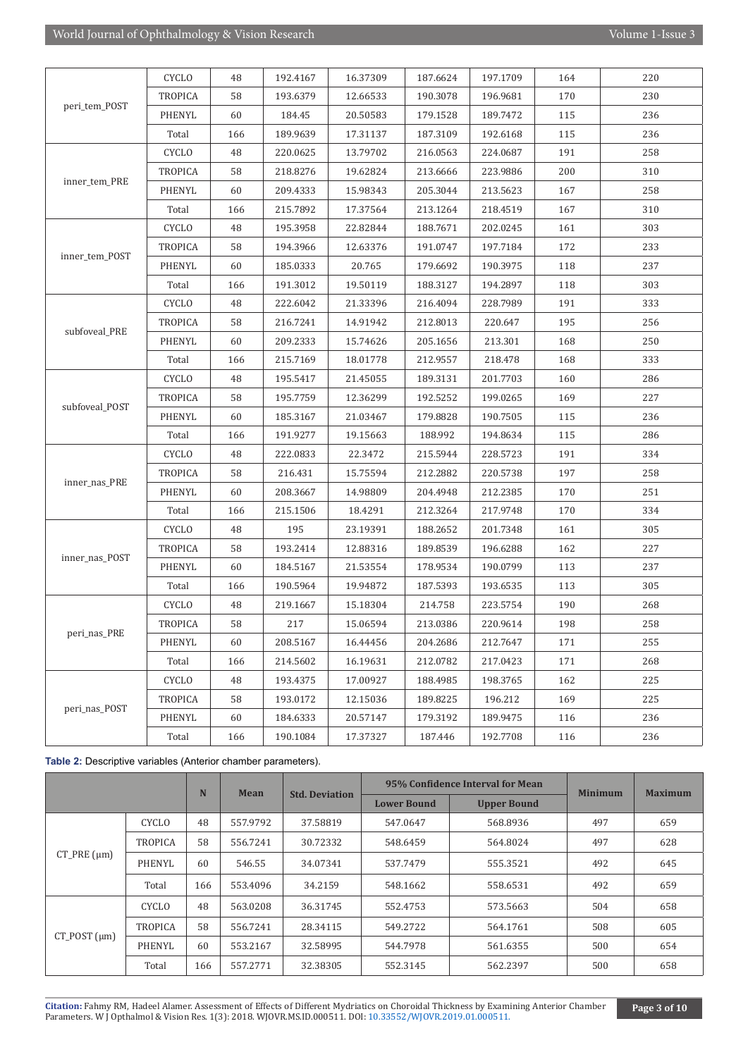| | | | | | | | | |
|---|---|---|---|---|---|---|---|---|
| peri_tem_POST | CYCLO | 48 | 192.4167 | 16.37309 | 187.6624 | 197.1709 | 164 | 220 |
| | TROPICA | 58 | 193.6379 | 12.66533 | 190.3078 | 196.9681 | 170 | 230 |
| | PHENYL | 60 | 184.45 | 20.50583 | 179.1528 | 189.7472 | 115 | 236 |
| | Total | 166 | 189.9639 | 17.31137 | 187.3109 | 192.6168 | 115 | 236 |
| inner_tem_PRE | CYCLO | 48 | 220.0625 | 13.79702 | 216.0563 | 224.0687 | 191 | 258 |
| | TROPICA | 58 | 218.8276 | 19.62824 | 213.6666 | 223.9886 | 200 | 310 |
| | PHENYL | 60 | 209.4333 | 15.98343 | 205.3044 | 213.5623 | 167 | 258 |
| | Total | 166 | 215.7892 | 17.37564 | 213.1264 | 218.4519 | 167 | 310 |
| inner_tem_POST | CYCLO | 48 | 195.3958 | 22.82844 | 188.7671 | 202.0245 | 161 | 303 |
| | TROPICA | 58 | 194.3966 | 12.63376 | 191.0747 | 197.7184 | 172 | 233 |
| | PHENYL | 60 | 185.0333 | 20.765 | 179.6692 | 190.3975 | 118 | 237 |
| | Total | 166 | 191.3012 | 19.50119 | 188.3127 | 194.2897 | 118 | 303 |
| subfoveal_PRE | CYCLO | 48 | 222.6042 | 21.33396 | 216.4094 | 228.7989 | 191 | 333 |
| | TROPICA | 58 | 216.7241 | 14.91942 | 212.8013 | 220.647 | 195 | 256 |
| | PHENYL | 60 | 209.2333 | 15.74626 | 205.1656 | 213.301 | 168 | 250 |
| | Total | 166 | 215.7169 | 18.01778 | 212.9557 | 218.478 | 168 | 333 |
| subfoveal_POST | CYCLO | 48 | 195.5417 | 21.45055 | 189.3131 | 201.7703 | 160 | 286 |
| | TROPICA | 58 | 195.7759 | 12.36299 | 192.5252 | 199.0265 | 169 | 227 |
| | PHENYL | 60 | 185.3167 | 21.03467 | 179.8828 | 190.7505 | 115 | 236 |
| | Total | 166 | 191.9277 | 19.15663 | 188.992 | 194.8634 | 115 | 286 |
| inner_nas_PRE | CYCLO | 48 | 222.0833 | 22.3472 | 215.5944 | 228.5723 | 191 | 334 |
| | TROPICA | 58 | 216.431 | 15.75594 | 212.2882 | 220.5738 | 197 | 258 |
| | PHENYL | 60 | 208.3667 | 14.98809 | 204.4948 | 212.2385 | 170 | 251 |
| | Total | 166 | 215.1506 | 18.4291 | 212.3264 | 217.9748 | 170 | 334 |
| inner_nas_POST | CYCLO | 48 | 195 | 23.19391 | 188.2652 | 201.7348 | 161 | 305 |
| | TROPICA | 58 | 193.2414 | 12.88316 | 189.8539 | 196.6288 | 162 | 227 |
| | PHENYL | 60 | 184.5167 | 21.53554 | 178.9534 | 190.0799 | 113 | 237 |
| | Total | 166 | 190.5964 | 19.94872 | 187.5393 | 193.6535 | 113 | 305 |
| peri_nas_PRE | CYCLO | 48 | 219.1667 | 15.18304 | 214.758 | 223.5754 | 190 | 268 |
| | TROPICA | 58 | 217 | 15.06594 | 213.0386 | 220.9614 | 198 | 258 |
| | PHENYL | 60 | 208.5167 | 16.44456 | 204.2686 | 212.7647 | 171 | 255 |
| | Total | 166 | 214.5602 | 16.19631 | 212.0782 | 217.0423 | 171 | 268 |
| peri_nas_POST | CYCLO | 48 | 193.4375 | 17.00927 | 188.4985 | 198.3765 | 162 | 225 |
| | TROPICA | 58 | 193.0172 | 12.15036 | 189.8225 | 196.212 | 169 | 225 |
| | PHENYL | 60 | 184.6333 | 20.57147 | 179.3192 | 189.9475 | 116 | 236 |
| | Total | 166 | 190.1084 | 17.37327 | 187.446 | 192.7708 | 116 | 236 |

**Table 2:** Descriptive variables (Anterior chamber parameters).

| | | N | Mean | Std. Deviation | 95% Confidence Interval for Mean | | Minimum | Maximum |
|---|---|---|---|---|---|---|---|---|
| | | | | | Lower Bound | Upper Bound | | |
| CT_PRE (μm) | CYCLO | 48 | 557.9792 | 37.58819 | 547.0647 | 568.8936 | 497 | 659 |
| | TROPICA | 58 | 556.7241 | 30.72332 | 548.6459 | 564.8024 | 497 | 628 |
| | PHENYL | 60 | 546.55 | 34.07341 | 537.7479 | 555.3521 | 492 | 645 |
| | Total | 166 | 553.4096 | 34.2159 | 548.1662 | 558.6531 | 492 | 659 |
| CT_POST (μm) | CYCLO | 48 | 563.0208 | 36.31745 | 552.4753 | 573.5663 | 504 | 658 |
| | TROPICA | 58 | 556.7241 | 28.34115 | 549.2722 | 564.1761 | 508 | 605 |
| | PHENYL | 60 | 553.2167 | 32.58995 | 544.7978 | 561.6355 | 500 | 654 |
| | Total | 166 | 557.2771 | 32.38305 | 552.3145 | 562.2397 | 500 | 658 |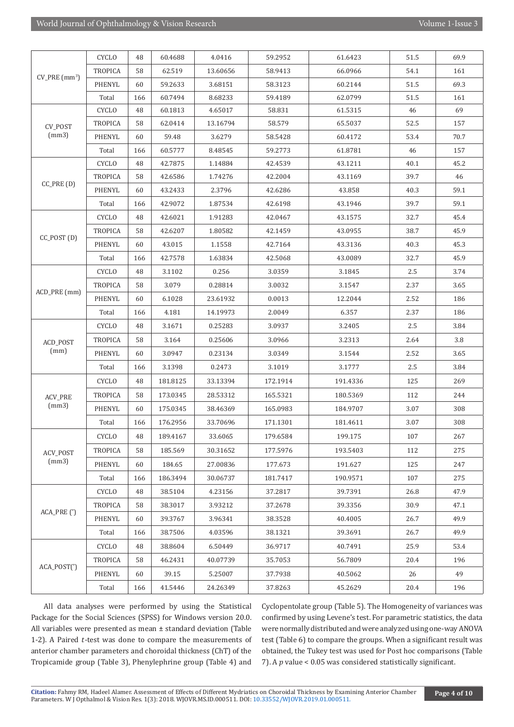| | | | | | | | | |
|---|---|---|---|---|---|---|---|---|
| CV_PRE (mm$^3$) | CYCLO | 48 | 60.4688 | 4.0416 | 59.2952 | 61.6423 | 51.5 | 69.9 |
| | TROPICA | 58 | 62.519 | 13.60656 | 58.9413 | 66.0966 | 54.1 | 161 |
| | PHENYL | 60 | 59.2633 | 3.68151 | 58.3123 | 60.2144 | 51.5 | 69.3 |
| | Total | 166 | 60.7494 | 8.68233 | 59.4189 | 62.0799 | 51.5 | 161 |
| CV_POST (mm3) | CYCLO | 48 | 60.1813 | 4.65017 | 58.831 | 61.5315 | 46 | 69 |
| | TROPICA | 58 | 62.0414 | 13.16794 | 58.579 | 65.5037 | 52.5 | 157 |
| | PHENYL | 60 | 59.48 | 3.6279 | 58.5428 | 60.4172 | 53.4 | 70.7 |
| | Total | 166 | 60.5777 | 8.48545 | 59.2773 | 61.8781 | 46 | 157 |
| CC_PRE (D) | CYCLO | 48 | 42.7875 | 1.14884 | 42.4539 | 43.1211 | 40.1 | 45.2 |
| | TROPICA | 58 | 42.6586 | 1.74276 | 42.2004 | 43.1169 | 39.7 | 46 |
| | PHENYL | 60 | 43.2433 | 2.3796 | 42.6286 | 43.858 | 40.3 | 59.1 |
| | Total | 166 | 42.9072 | 1.87534 | 42.6198 | 43.1946 | 39.7 | 59.1 |
| CC_POST (D) | CYCLO | 48 | 42.6021 | 1.91283 | 42.0467 | 43.1575 | 32.7 | 45.4 |
| | TROPICA | 58 | 42.6207 | 1.80582 | 42.1459 | 43.0955 | 38.7 | 45.9 |
| | PHENYL | 60 | 43.015 | 1.1558 | 42.7164 | 43.3136 | 40.3 | 45.3 |
| | Total | 166 | 42.7578 | 1.63834 | 42.5068 | 43.0089 | 32.7 | 45.9 |
| ACD_PRE (mm) | CYCLO | 48 | 3.1102 | 0.256 | 3.0359 | 3.1845 | 2.5 | 3.74 |
| | TROPICA | 58 | 3.079 | 0.28814 | 3.0032 | 3.1547 | 2.37 | 3.65 |
| | PHENYL | 60 | 6.1028 | 23.61932 | 0.0013 | 12.2044 | 2.52 | 186 |
| | Total | 166 | 4.181 | 14.19973 | 2.0049 | 6.357 | 2.37 | 186 |
| ACD_POST (mm) | CYCLO | 48 | 3.1671 | 0.25283 | 3.0937 | 3.2405 | 2.5 | 3.84 |
| | TROPICA | 58 | 3.164 | 0.25606 | 3.0966 | 3.2313 | 2.64 | 3.8 |
| | PHENYL | 60 | 3.0947 | 0.23134 | 3.0349 | 3.1544 | 2.52 | 3.65 |
| | Total | 166 | 3.1398 | 0.2473 | 3.1019 | 3.1777 | 2.5 | 3.84 |
| ACV_PRE (mm3) | CYCLO | 48 | 181.8125 | 33.13394 | 172.1914 | 191.4336 | 125 | 269 |
| | TROPICA | 58 | 173.0345 | 28.53312 | 165.5321 | 180.5369 | 112 | 244 |
| | PHENYL | 60 | 175.0345 | 38.46369 | 165.0983 | 184.9707 | 3.07 | 308 |
| | Total | 166 | 176.2956 | 33.70696 | 171.1301 | 181.4611 | 3.07 | 308 |
| ACV_POST (mm3) | CYCLO | 48 | 189.4167 | 33.6065 | 179.6584 | 199.175 | 107 | 267 |
| | TROPICA | 58 | 185.569 | 30.31652 | 177.5976 | 193.5403 | 112 | 275 |
| | PHENYL | 60 | 184.65 | 27.00836 | 177.673 | 191.627 | 125 | 247 |
| | Total | 166 | 186.3494 | 30.06737 | 181.7417 | 190.9571 | 107 | 275 |
| ACA_PRE (°) | CYCLO | 48 | 38.5104 | 4.23156 | 37.2817 | 39.7391 | 26.8 | 47.9 |
| | TROPICA | 58 | 38.3017 | 3.93212 | 37.2678 | 39.3356 | 30.9 | 47.1 |
| | PHENYL | 60 | 39.3767 | 3.96341 | 38.3528 | 40.4005 | 26.7 | 49.9 |
| | Total | 166 | 38.7506 | 4.03596 | 38.1321 | 39.3691 | 26.7 | 49.9 |
| ACA_POST(°) | CYCLO | 48 | 38.8604 | 6.50449 | 36.9717 | 40.7491 | 25.9 | 53.4 |
| | TROPICA | 58 | 46.2431 | 40.07739 | 35.7053 | 56.7809 | 20.4 | 196 |
| | PHENYL | 60 | 39.15 | 5.25007 | 37.7938 | 40.5062 | 26 | 49 |
| | Total | 166 | 41.5446 | 24.26349 | 37.8263 | 45.2629 | 20.4 | 196 |

All data analyses were performed by using the Statistical Package for the Social Sciences (SPSS) for Windows version 20.0. All variables were presented as mean ± standard deviation (Table 1-2). A Paired *t*-test was done to compare the measurements of anterior chamber parameters and choroidal thickness (ChT) of the Tropicamide group (Table 3), Phenylephrine group (Table 4) and Cyclopentolate group (Table 5). The Homogeneity of variances was confirmed by using Levene's test. For parametric statistics, the data were normally distributed and were analyzed using one-way ANOVA test (Table 6) to compare the groups. When a significant result was obtained, the Tukey test was used for Post hoc comparisons (Table 7). A $p$ value < 0.05 was considered statistically significant.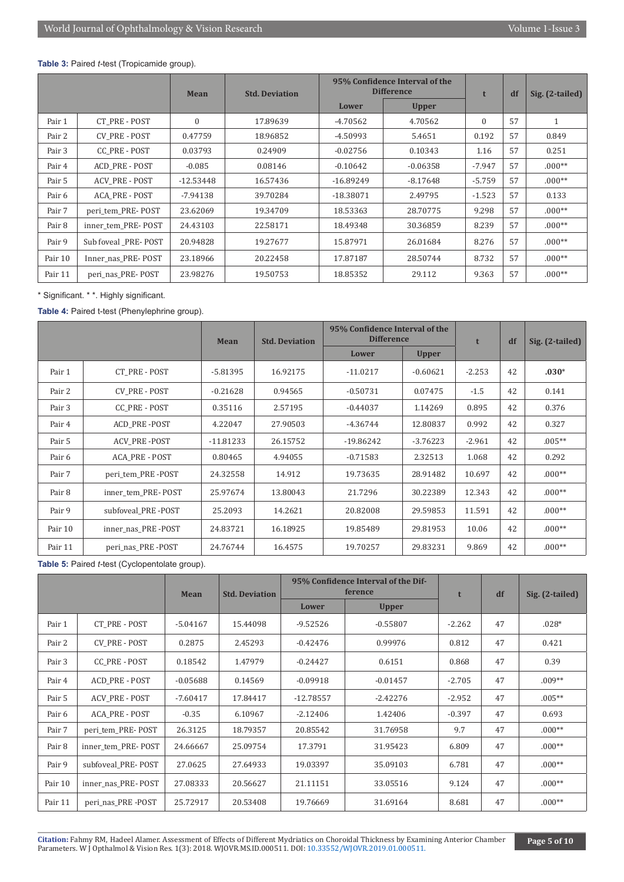**Table 3:** Paired *t*-test (Tropicamide group).

| | | Mean | Std. Deviation | 95% Confidence Interval of the Difference | | t | df | Sig. (2-tailed) |
|---|---|---|---|---|---|---|---|---|
| | | | | Lower | Upper | | | |
| Pair 1 | CT_PRE - POST | 0 | 17.89639 | -4.70562 | 4.70562 | 0 | 57 | 1 |
| Pair 2 | CV_PRE - POST | 0.47759 | 18.96852 | -4.50993 | 5.4651 | 0.192 | 57 | 0.849 |
| Pair 3 | CC_PRE - POST | 0.03793 | 0.24909 | -0.02756 | 0.10343 | 1.16 | 57 | 0.251 |
| Pair 4 | ACD_PRE - POST | -0.085 | 0.08146 | -0.10642 | -0.06358 | -7.947 | 57 | .000** |
| Pair 5 | ACV_PRE - POST | -12.53448 | 16.57436 | -16.89249 | -8.17648 | -5.759 | 57 | .000** |
| Pair 6 | ACA_PRE - POST | -7.94138 | 39.70284 | -18.38071 | 2.49795 | -1.523 | 57 | 0.133 |
| Pair 7 | peri_tem_PRE- POST | 23.62069 | 19.34709 | 18.53363 | 28.70775 | 9.298 | 57 | .000** |
| Pair 8 | inner_tem_PRE- POST | 24.43103 | 22.58171 | 18.49348 | 30.36859 | 8.239 | 57 | .000** |
| Pair 9 | Sub foveal _PRE- POST | 20.94828 | 19.27677 | 15.87971 | 26.01684 | 8.276 | 57 | .000** |
| Pair 10 | Inner_nas_PRE- POST | 23.18966 | 20.22458 | 17.87187 | 28.50744 | 8.732 | 57 | .000** |
| Pair 11 | peri_nas_PRE- POST | 23.98276 | 19.50753 | 18.85352 | 29.112 | 9.363 | 57 | .000** |

* Significant. * *. Highly significant.

**Table 4:** Paired t-test (Phenylephrine group).

| | | Mean | Std. Deviation | 95% Confidence Interval of the Difference | | t | df | Sig. (2-tailed) |
|---|---|---|---|---|---|---|---|---|
| | | | | Lower | Upper | | | |
| Pair 1 | CT_PRE - POST | -5.81395 | 16.92175 | -11.0217 | -0.60621 | -2.253 | 42 | **.030*** |
| Pair 2 | CV_PRE - POST | -0.21628 | 0.94565 | -0.50731 | 0.07475 | -1.5 | 42 | 0.141 |
| Pair 3 | CC_PRE - POST | 0.35116 | 2.57195 | -0.44037 | 1.14269 | 0.895 | 42 | 0.376 |
| Pair 4 | ACD_PRE -POST | 4.22047 | 27.90503 | -4.36744 | 12.80837 | 0.992 | 42 | 0.327 |
| Pair 5 | ACV_PRE -POST | -11.81233 | 26.15752 | -19.86242 | -3.76223 | -2.961 | 42 | .005** |
| Pair 6 | ACA_PRE - POST | 0.80465 | 4.94055 | -0.71583 | 2.32513 | 1.068 | 42 | 0.292 |
| Pair 7 | peri_tem_PRE -POST | 24.32558 | 14.912 | 19.73635 | 28.91482 | 10.697 | 42 | .000** |
| Pair 8 | inner_tem_PRE- POST | 25.97674 | 13.80043 | 21.7296 | 30.22389 | 12.343 | 42 | .000** |
| Pair 9 | subfoveal_PRE -POST | 25.2093 | 14.2621 | 20.82008 | 29.59853 | 11.591 | 42 | .000** |
| Pair 10 | inner_nas_PRE -POST | 24.83721 | 16.18925 | 19.85489 | 29.81953 | 10.06 | 42 | .000** |
| Pair 11 | peri_nas_PRE -POST | 24.76744 | 16.4575 | 19.70257 | 29.83231 | 9.869 | 42 | .000** |

**Table 5:** Paired *t*-test (Cyclopentolate group).

| | | Mean | Std. Deviation | 95% Confidence Interval of the Difference | | t | df | Sig. (2-tailed) |
|---|---|---|---|---|---|---|---|---|
| | | | | Lower | Upper | | | |
| Pair 1 | CT_PRE - POST | -5.04167 | 15.44098 | -9.52526 | -0.55807 | -2.262 | 47 | .028* |
| Pair 2 | CV_PRE - POST | 0.2875 | 2.45293 | -0.42476 | 0.99976 | 0.812 | 47 | 0.421 |
| Pair 3 | CC_PRE - POST | 0.18542 | 1.47979 | -0.24427 | 0.6151 | 0.868 | 47 | 0.39 |
| Pair 4 | ACD_PRE - POST | -0.05688 | 0.14569 | -0.09918 | -0.01457 | -2.705 | 47 | .009** |
| Pair 5 | ACV_PRE - POST | -7.60417 | 17.84417 | -12.78557 | -2.42276 | -2.952 | 47 | .005** |
| Pair 6 | ACA_PRE - POST | -0.35 | 6.10967 | -2.12406 | 1.42406 | -0.397 | 47 | 0.693 |
| Pair 7 | peri_tem_PRE- POST | 26.3125 | 18.79357 | 20.85542 | 31.76958 | 9.7 | 47 | .000** |
| Pair 8 | inner_tem_PRE- POST | 24.66667 | 25.09754 | 17.3791 | 31.95423 | 6.809 | 47 | .000** |
| Pair 9 | subfoveal_PRE- POST | 27.0625 | 27.64933 | 19.03397 | 35.09103 | 6.781 | 47 | .000** |
| Pair 10 | inner_nas_PRE- POST | 27.08333 | 20.56627 | 21.11151 | 33.05516 | 9.124 | 47 | .000** |
| Pair 11 | peri_nas_PRE -POST | 25.72917 | 20.53408 | 19.76669 | 31.69164 | 8.681 | 47 | .000** |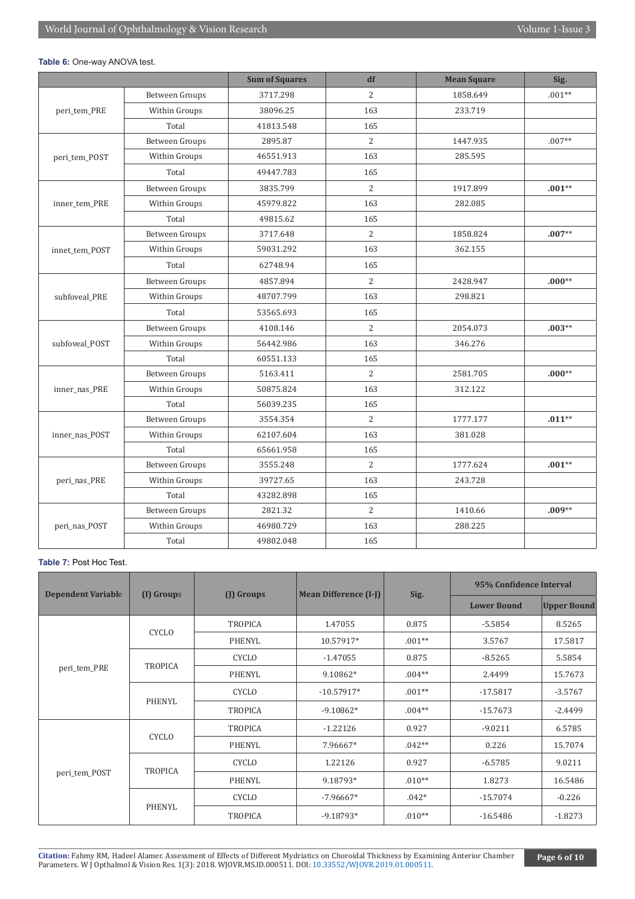**Table 6:** One-way ANOVA test.

| | | Sum of Squares | df | Mean Square | Sig. |
|---|---|---|---|---|---|
| peri_tem_PRE | Between Groups | 3717.298 | 2 | 1858.649 | .001** |
| | Within Groups | 38096.25 | 163 | 233.719 | |
| | Total | 41813.548 | 165 | | |
| peri_tem_POST | Between Groups | 2895.87 | 2 | 1447.935 | .007** |
| | Within Groups | 46551.913 | 163 | 285.595 | |
| | Total | 49447.783 | 165 | | |
| inner_tem_PRE | Between Groups | 3835.799 | 2 | 1917.899 | **.001**** |
| | Within Groups | 45979.822 | 163 | 282.085 | |
| | Total | 49815.62 | 165 | | |
| innet_tem_POST | Between Groups | 3717.648 | 2 | 1858.824 | **.007**** |
| | Within Groups | 59031.292 | 163 | 362.155 | |
| | Total | 62748.94 | 165 | | |
| subfoveal_PRE | Between Groups | 4857.894 | 2 | 2428.947 | **.000**** |
| | Within Groups | 48707.799 | 163 | 298.821 | |
| | Total | 53565.693 | 165 | | |
| subfoveal_POST | Between Groups | 4108.146 | 2 | 2054.073 | **.003**** |
| | Within Groups | 56442.986 | 163 | 346.276 | |
| | Total | 60551.133 | 165 | | |
| inner_nas_PRE | Between Groups | 5163.411 | 2 | 2581.705 | **.000**** |
| | Within Groups | 50875.824 | 163 | 312.122 | |
| | Total | 56039.235 | 165 | | |
| inner_nas_POST | Between Groups | 3554.354 | 2 | 1777.177 | **.011**** |
| | Within Groups | 62107.604 | 163 | 381.028 | |
| | Total | 65661.958 | 165 | | |
| peri_nas_PRE | Between Groups | 3555.248 | 2 | 1777.624 | **.001**** |
| | Within Groups | 39727.65 | 163 | 243.728 | |
| | Total | 43282.898 | 165 | | |
| peri_nas_POST | Between Groups | 2821.32 | 2 | 1410.66 | **.009**** |
| | Within Groups | 46980.729 | 163 | 288.225 | |
| | Total | 49802.048 | 165 | | |

**Table 7:** Post Hoc Test.

| Dependent Variable | (I) Groups | (J) Groups | Mean Difference (I-J) | Sig. | 95% Confidence Interval | |
|---|---|---|---|---|---|---|
| | | | | | Lower Bound | Upper Bound |
| peri_tem_PRE | CYCLO | TROPICA | 1.47055 | 0.875 | -5.5854 | 8.5265 |
| | | PHENYL | 10.57917* | .001** | 3.5767 | 17.5817 |
| | TROPICA | CYCLO | -1.47055 | 0.875 | -8.5265 | 5.5854 |
| | | PHENYL | 9.10862* | .004** | 2.4499 | 15.7673 |
| | PHENYL | CYCLO | -10.57917* | .001** | -17.5817 | -3.5767 |
| | | TROPICA | -9.10862* | .004** | -15.7673 | -2.4499 |
| peri_tem_POST | CYCLO | TROPICA | -1.22126 | 0.927 | -9.0211 | 6.5785 |
| | | PHENYL | 7.96667* | .042** | 0.226 | 15.7074 |
| | TROPICA | CYCLO | 1.22126 | 0.927 | -6.5785 | 9.0211 |
| | | PHENYL | 9.18793* | .010** | 1.8273 | 16.5486 |
| | PHENYL | CYCLO | -7.96667* | .042* | -15.7074 | -0.226 |
| | | TROPICA | -9.18793* | .010** | -16.5486 | -1.8273 |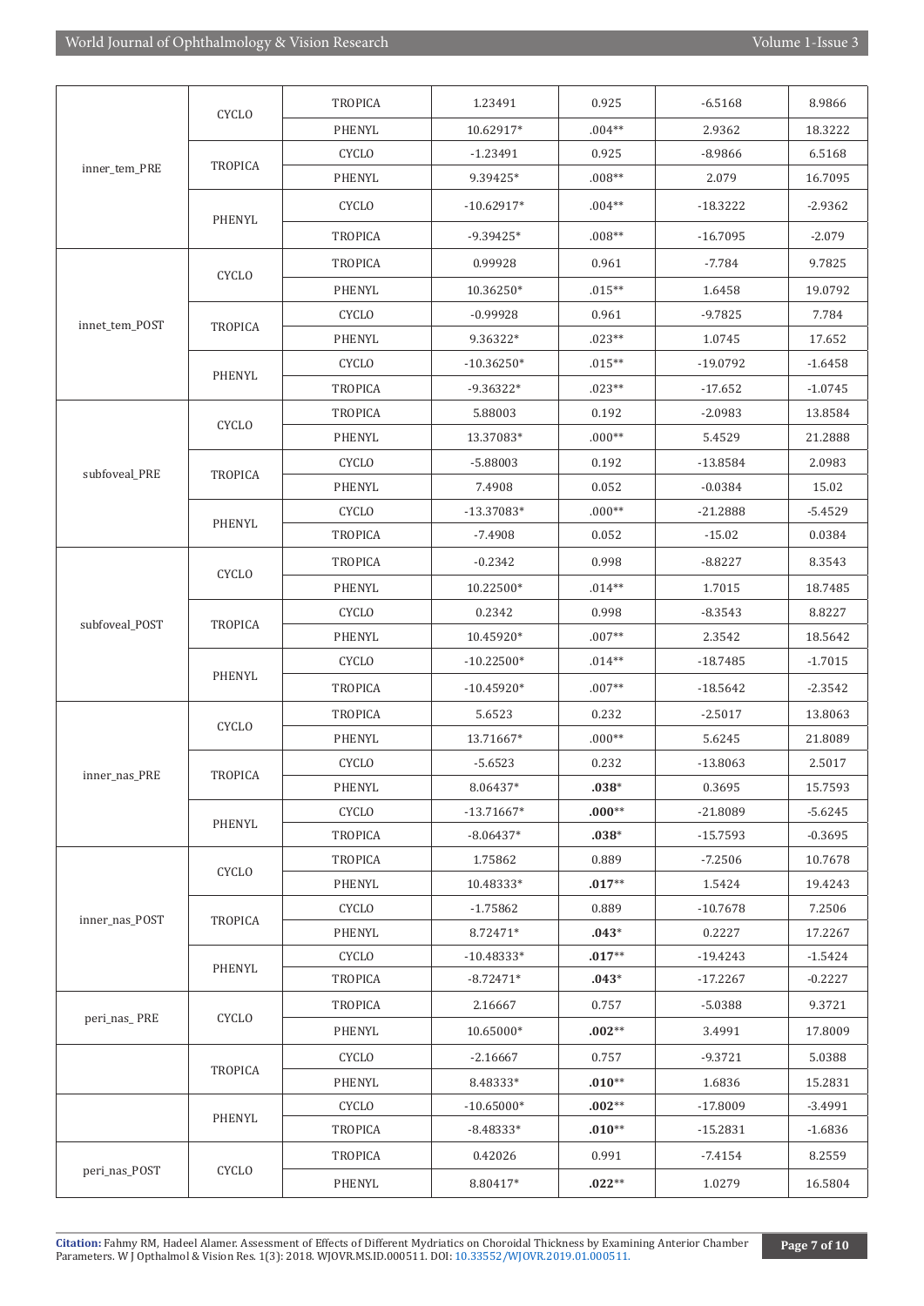| | | | | | | |
|---|---|---|---|---|---|---|
| inner_tem_PRE | CYCLO | TROPICA | 1.23491 | 0.925 | -6.5168 | 8.9866 |
| | | PHENYL | 10.62917* | .004** | 2.9362 | 18.3222 |
| | TROPICA | CYCLO | -1.23491 | 0.925 | -8.9866 | 6.5168 |
| | | PHENYL | 9.39425* | .008** | 2.079 | 16.7095 |
| | PHENYL | CYCLO | -10.62917* | .004** | -18.3222 | -2.9362 |
| | | TROPICA | -9.39425* | .008** | -16.7095 | -2.079 |
| innet_tem_POST | CYCLO | TROPICA | 0.99928 | 0.961 | -7.784 | 9.7825 |
| | | PHENYL | 10.36250* | .015** | 1.6458 | 19.0792 |
| | TROPICA | CYCLO | -0.99928 | 0.961 | -9.7825 | 7.784 |
| | | PHENYL | 9.36322* | .023** | 1.0745 | 17.652 |
| | PHENYL | CYCLO | -10.36250* | .015** | -19.0792 | -1.6458 |
| | | TROPICA | -9.36322* | .023** | -17.652 | -1.0745 |
| subfoveal_PRE | CYCLO | TROPICA | 5.88003 | 0.192 | -2.0983 | 13.8584 |
| | | PHENYL | 13.37083* | .000** | 5.4529 | 21.2888 |
| | TROPICA | CYCLO | -5.88003 | 0.192 | -13.8584 | 2.0983 |
| | | PHENYL | 7.4908 | 0.052 | -0.0384 | 15.02 |
| | PHENYL | CYCLO | -13.37083* | .000** | -21.2888 | -5.4529 |
| | | TROPICA | -7.4908 | 0.052 | -15.02 | 0.0384 |
| subfoveal_POST | CYCLO | TROPICA | -0.2342 | 0.998 | -8.8227 | 8.3543 |
| | | PHENYL | 10.22500* | .014** | 1.7015 | 18.7485 |
| | TROPICA | CYCLO | 0.2342 | 0.998 | -8.3543 | 8.8227 |
| | | PHENYL | 10.45920* | .007** | 2.3542 | 18.5642 |
| | PHENYL | CYCLO | -10.22500* | .014** | -18.7485 | -1.7015 |
| | | TROPICA | -10.45920* | .007** | -18.5642 | -2.3542 |
| inner_nas_PRE | CYCLO | TROPICA | 5.6523 | 0.232 | -2.5017 | 13.8063 |
| | | PHENYL | 13.71667* | .000** | 5.6245 | 21.8089 |
| | TROPICA | CYCLO | -5.6523 | 0.232 | -13.8063 | 2.5017 |
| | | PHENYL | 8.06437* | **.038*** | 0.3695 | 15.7593 |
| | PHENYL | CYCLO | -13.71667* | **.000**** | -21.8089 | -5.6245 |
| | | TROPICA | -8.06437* | **.038*** | -15.7593 | -0.3695 |
| inner_nas_POST | CYCLO | TROPICA | 1.75862 | 0.889 | -7.2506 | 10.7678 |
| | | PHENYL | 10.48333* | **.017**** | 1.5424 | 19.4243 |
| | TROPICA | CYCLO | -1.75862 | 0.889 | -10.7678 | 7.2506 |
| | | PHENYL | 8.72471* | **.043*** | 0.2227 | 17.2267 |
| | PHENYL | CYCLO | -10.48333* | **.017**** | -19.4243 | -1.5424 |
| | | TROPICA | -8.72471* | **.043*** | -17.2267 | -0.2227 |
| peri_nas_ PRE | CYCLO | TROPICA | 2.16667 | 0.757 | -5.0388 | 9.3721 |
| | | PHENYL | 10.65000* | **.002**** | 3.4991 | 17.8009 |
| | TROPICA | CYCLO | -2.16667 | 0.757 | -9.3721 | 5.0388 |
| | | PHENYL | 8.48333* | **.010**** | 1.6836 | 15.2831 |
| | PHENYL | CYCLO | -10.65000* | **.002**** | -17.8009 | -3.4991 |
| | | TROPICA | -8.48333* | **.010**** | -15.2831 | -1.6836 |
| peri_nas_POST | CYCLO | TROPICA | 0.42026 | 0.991 | -7.4154 | 8.2559 |
| | | PHENYL | 8.80417* | **.022**** | 1.0279 | 16.5804 |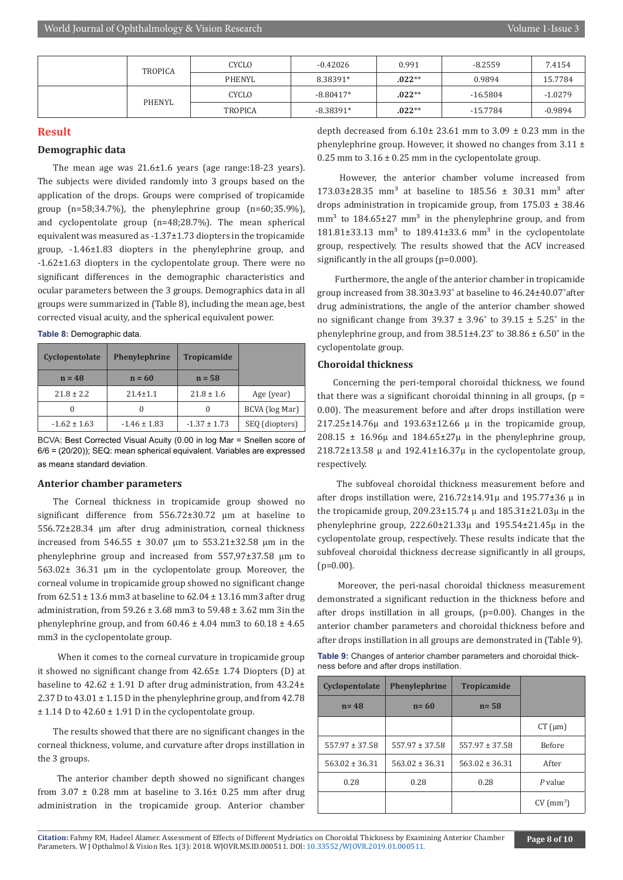|  |  |  |  |  |  |  |
|---|---|---|---|---|---|---|
|  | TROPICA | CYCLO | -0.42026 | 0.991 | -8.2559 | 7.4154 |
|  |  | PHENYL | 8.38391* | **.022**** | 0.9894 | 15.7784 |
|  | PHENYL | CYCLO | -8.80417* | **.022**** | -16.5804 | -1.0279 |
|  |  | TROPICA | -8.38391* | **.022**** | -15.7784 | -0.9894 |

## Result

### Demographic data

The mean age was 21.6±1.6 years (age range:18-23 years). The subjects were divided randomly into 3 groups based on the application of the drops. Groups were comprised of tropicamide group (n=58;34.7%), the phenylephrine group (n=60;35.9%), and cyclopentolate group (n=48;28.7%). The mean spherical equivalent was measured as -1.37±1.73 diopters in the tropicamide group, -1.46±1.83 diopters in the phenylephrine group, and -1.62±1.63 diopters in the cyclopentolate group. There were no significant differences in the demographic characteristics and ocular parameters between the 3 groups. Demographics data in all groups were summarized in (Table 8), including the mean age, best corrected visual acuity, and the spherical equivalent power.

**Table 8:** Demographic data.

| Cyclopentolate | Phenylephrine | Tropicamide |  |
|---|---|---|---|
| n = 48 | n = 60 | n = 58 |  |
| 21.8 ± 2.2 | 21.4±1.1 | 21.8 ± 1.6 | Age (year) |
| 0 | 0 | 0 | BCVA (log Mar) |
| -1.62 ± 1.63 | -1.46 ± 1.83 | -1.37 ± 1.73 | SEQ (diopters) |

BCVA: Best Corrected Visual Acuity (0.00 in log Mar = Snellen score of 6/6 = (20/20)); SEQ: mean spherical equivalent. Variables are expressed as mean± standard deviation.

### Anterior chamber parameters

The Corneal thickness in tropicamide group showed no significant difference from 556.72±30.72 µm at baseline to 556.72±28.34 µm after drug administration, corneal thickness increased from 546.55 ± 30.07 µm to 553.21±32.58 µm in the phenylephrine group and increased from 557,97±37.58 µm to 563.02± 36.31 µm in the cyclopentolate group. Moreover, the corneal volume in tropicamide group showed no significant change from 62.51 ± 13.6 mm3 at baseline to 62.04 ± 13.16 mm3 after drug administration, from 59.26 ± 3.68 mm3 to 59.48 ± 3.62 mm 3in the phenylephrine group, and from 60.46 ± 4.04 mm3 to 60.18 ± 4.65 mm3 in the cyclopentolate group.

When it comes to the corneal curvature in tropicamide group it showed no significant change from 42.65± 1.74 Diopters (D) at baseline to 42.62 ± 1.91 D after drug administration, from 43.24± 2.37 D to 43.01 ± 1.15 D in the phenylephrine group, and from 42.78 ± 1.14 D to 42.60 ± 1.91 D in the cyclopentolate group.

The results showed that there are no significant changes in the corneal thickness, volume, and curvature after drops instillation in the 3 groups.

The anterior chamber depth showed no significant changes from 3.07 ± 0.28 mm at baseline to 3.16± 0.25 mm after drug administration in the tropicamide group. Anterior chamber depth decreased from 6.10± 23.61 mm to 3.09 ± 0.23 mm in the phenylephrine group. However, it showed no changes from 3.11 ± 0.25 mm to 3.16 ± 0.25 mm in the cyclopentolate group.

However, the anterior chamber volume increased from 173.03±28.35 mm$^3$ at baseline to 185.56 ± 30.31 mm$^3$ after drops administration in tropicamide group, from 175.03 ± 38.46 mm$^3$ to 184.65±27 mm$^3$ in the phenylephrine group, and from 181.81±33.13 mm$^3$ to 189.41±33.6 mm$^3$ in the cyclopentolate group, respectively. The results showed that the ACV increased significantly in the all groups (p=0.000).

Furthermore, the angle of the anterior chamber in tropicamide group increased from 38.30±3.93° at baseline to 46.24±40.07° after drug administrations, the angle of the anterior chamber showed no significant change from 39.37 ± 3.96° to 39.15 ± 5.25° in the phenylephrine group, and from 38.51±4.23° to 38.86 ± 6.50° in the cyclopentolate group.

### Choroidal thickness

Concerning the peri-temporal choroidal thickness, we found that there was a significant choroidal thinning in all groups, (p = 0.00). The measurement before and after drops instillation were 217.25±14.76µ and 193.63±12.66 µ in the tropicamide group, 208.15 ± 16.96µ and 184.65±27µ in the phenylephrine group, 218.72±13.58 µ and 192.41±16.37µ in the cyclopentolate group, respectively.

The subfoveal choroidal thickness measurement before and after drops instillation were, 216.72±14.91µ and 195.77±36 µ in the tropicamide group, 209.23±15.74 µ and 185.31±21.03µ in the phenylephrine group, 222.60±21.33µ and 195.54±21.45µ in the cyclopentolate group, respectively. These results indicate that the subfoveal choroidal thickness decrease significantly in all groups, (p=0.00).

Moreover, the peri-nasal choroidal thickness measurement demonstrated a significant reduction in the thickness before and after drops instillation in all groups, (p=0.00). Changes in the anterior chamber parameters and choroidal thickness before and after drops instillation in all groups are demonstrated in (Table 9).

**Table 9:** Changes of anterior chamber parameters and choroidal thickness before and after drops instillation.

| Cyclopentolate | Phenylephrine | Tropicamide |  |
|---|---|---|---|
| n= 48 | n= 60 | n= 58 |  |
|  |  |  | CT (µm) |
| 557.97 ± 37.58 | 557.97 ± 37.58 | 557.97 ± 37.58 | Before |
| 563.02 ± 36.31 | 563.02 ± 36.31 | 563.02 ± 36.31 | After |
| 0.28 | 0.28 | 0.28 | *P* value |
|  |  |  | CV (mm$^3$) |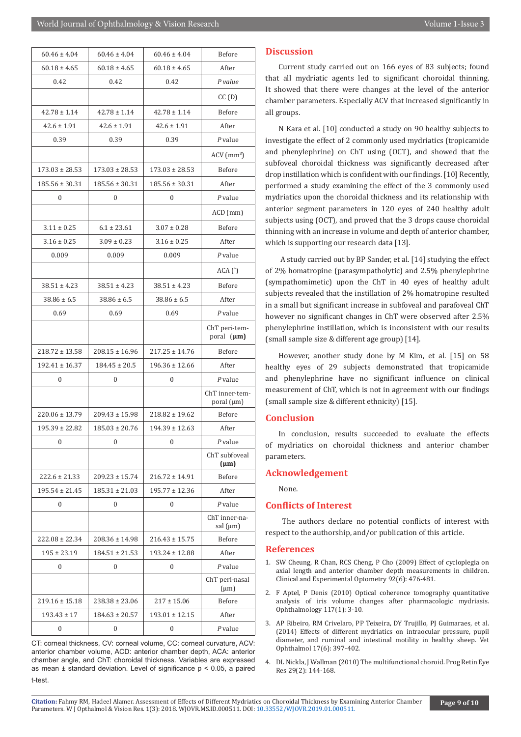| | | | |
|---|---|---|---|
| 60.46 ± 4.04 | 60.46 ± 4.04 | 60.46 ± 4.04 | Before |
| 60.18 ± 4.65 | 60.18 ± 4.65 | 60.18 ± 4.65 | After |
| 0.42 | 0.42 | 0.42 | *P value* |
| | | | CC (D) |
| 42.78 ± 1.14 | 42.78 ± 1.14 | 42.78 ± 1.14 | Before |
| 42.6 ± 1.91 | 42.6 ± 1.91 | 42.6 ± 1.91 | After |
| 0.39 | 0.39 | 0.39 | *P* value |
| | | | ACV (mm$^3$) |
| 173.03 ± 28.53 | 173.03 ± 28.53 | 173.03 ± 28.53 | Before |
| 185.56 ± 30.31 | 185.56 ± 30.31 | 185.56 ± 30.31 | After |
| 0 | 0 | 0 | *P* value |
| | | | ACD (mm) |
| 3.11 ± 0.25 | 6.1 ± 23.61 | 3.07 ± 0.28 | Before |
| 3.16 ± 0.25 | 3.09 ± 0.23 | 3.16 ± 0.25 | After |
| 0.009 | 0.009 | 0.009 | *P* value |
| | | | ACA (°) |
| 38.51 ± 4.23 | 38.51 ± 4.23 | 38.51 ± 4.23 | Before |
| 38.86 ± 6.5 | 38.86 ± 6.5 | 38.86 ± 6.5 | After |
| 0.69 | 0.69 | 0.69 | *P* value |
| | | | ChT peri-temporal (**µm**) |
| 218.72 ± 13.58 | 208.15 ± 16.96 | 217.25 ± 14.76 | Before |
| 192.41 ± 16.37 | 184.45 ± 20.5 | 196.36 ± 12.66 | After |
| 0 | 0 | 0 | *P* value |
| | | | ChT inner-temporal (µm) |
| 220.06 ± 13.79 | 209.43 ± 15.98 | 218.82 ± 19.62 | Before |
| 195.39 ± 22.82 | 185.03 ± 20.76 | 194.39 ± 12.63 | After |
| 0 | 0 | 0 | *P* value |
| | | | ChT subfoveal (**µm**) |
| 222.6 ± 21.33 | 209.23 ± 15.74 | 216.72 ± 14.91 | Before |
| 195.54 ± 21.45 | 185.31 ± 21.03 | 195.77 ± 12.36 | After |
| 0 | 0 | 0 | *P* value |
| | | | ChT inner-nasal (µm) |
| 222.08 ± 22.34 | 208.36 ± 14.98 | 216.43 ± 15.75 | Before |
| 195 ± 23.19 | 184.51 ± 21.53 | 193.24 ± 12.88 | After |
| 0 | 0 | 0 | *P* value |
| | | | ChT peri-nasal (µm) |
| 219.16 ± 15.18 | 238.38 ± 23.06 | 217 ± 15.06 | Before |
| 193.43 ± 17 | 184.63 ± 20.57 | 193.01 ± 12.15 | After |
| 0 | 0 | 0 | *P* value |

CT: corneal thickness, CV: corneal volume, CC: corneal curvature, ACV: anterior chamber volume, ACD: anterior chamber depth, ACA: anterior chamber angle, and ChT: choroidal thickness. Variables are expressed as mean ± standard deviation. Level of significance $p < 0.05$, a paired t-test.

## Discussion

Current study carried out on 166 eyes of 83 subjects; found that all mydriatic agents led to significant choroidal thinning. It showed that there were changes at the level of the anterior chamber parameters. Especially ACV that increased significantly in all groups.

N Kara et al. [10] conducted a study on 90 healthy subjects to investigate the effect of 2 commonly used mydriatics (tropicamide and phenylephrine) on ChT using (OCT), and showed that the subfoveal choroidal thickness was significantly decreased after drop instillation which is confident with our findings. [10] Recently, performed a study examining the effect of the 3 commonly used mydriatics upon the choroidal thickness and its relationship with anterior segment parameters in 120 eyes of 240 healthy adult subjects using (OCT), and proved that the 3 drops cause choroidal thinning with an increase in volume and depth of anterior chamber, which is supporting our research data [13].

A study carried out by BP Sander, et al. [14] studying the effect of 2% homatropine (parasympatholytic) and 2.5% phenylephrine (sympathomimetic) upon the ChT in 40 eyes of healthy adult subjects revealed that the instillation of 2% homatropine resulted in a small but significant increase in subfoveal and parafoveal ChT however no significant changes in ChT were observed after 2.5% phenylephrine instillation, which is inconsistent with our results (small sample size & different age group) [14].

However, another study done by M Kim, et al. [15] on 58 healthy eyes of 29 subjects demonstrated that tropicamide and phenylephrine have no significant influence on clinical measurement of ChT, which is not in agreement with our findings (small sample size & different ethnicity) [15].

## Conclusion

In conclusion, results succeeded to evaluate the effects of mydriatics on choroidal thickness and anterior chamber parameters.

## Acknowledgement

None.

## Conflicts of Interest

The authors declare no potential conflicts of interest with respect to the authorship, and/or publication of this article.

## References

1. SW Cheung, R Chan, RCS Cheng, P Cho (2009) Effect of cycloplegia on axial length and anterior chamber depth measurements in children. Clinical and Experimental Optometry 92(6): 476-481.
2. F Aptel, P Denis (2010) Optical coherence tomography quantitative analysis of iris volume changes after pharmacologic mydriasis. Ophthalmology 117(1): 3-10.
3. AP Ribeiro, RM Crivelaro, PP Teixeira, DY Trujillo, PJ Guimaraes, et al. (2014) Effects of different mydriatics on intraocular pressure, pupil diameter, and ruminal and intestinal motility in healthy sheep. Vet Ophthalmol 17(6): 397-402.
4. DL Nickla, J Wallman (2010) The multifunctional choroid. Prog Retin Eye Res 29(2): 144-168.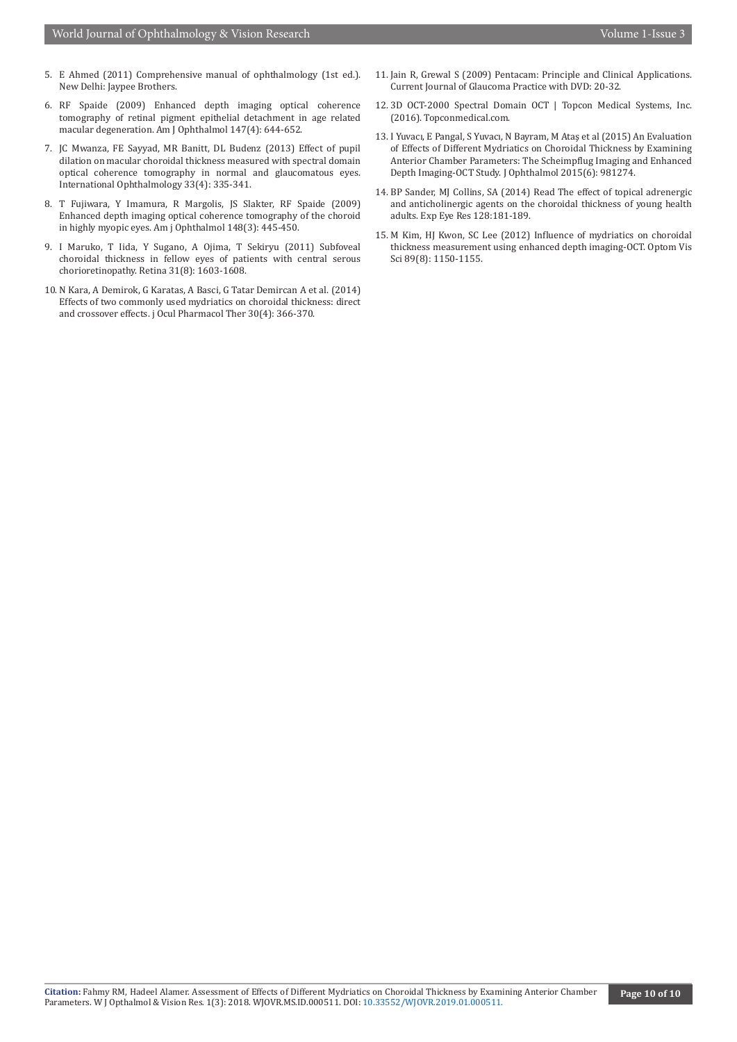5. E Ahmed (2011) Comprehensive manual of ophthalmology (1st ed.). New Delhi: Jaypee Brothers.

6. RF Spaide (2009) Enhanced depth imaging optical coherence tomography of retinal pigment epithelial detachment in age related macular degeneration. Am J Ophthalmol 147(4): 644-652.

7. JC Mwanza, FE Sayyad, MR Banitt, DL Budenz (2013) Effect of pupil dilation on macular choroidal thickness measured with spectral domain optical coherence tomography in normal and glaucomatous eyes. International Ophthalmology 33(4): 335-341.

8. T Fujiwara, Y Imamura, R Margolis, JS Slakter, RF Spaide (2009) Enhanced depth imaging optical coherence tomography of the choroid in highly myopic eyes. Am j Ophthalmol 148(3): 445-450.

9. I Maruko, T Iida, Y Sugano, A Ojima, T Sekiryu (2011) Subfoveal choroidal thickness in fellow eyes of patients with central serous chorioretinopathy. Retina 31(8): 1603-1608.

10. N Kara, A Demirok, G Karatas, A Basci, G Tatar Demircan A et al. (2014) Effects of two commonly used mydriatics on choroidal thickness: direct and crossover effects. j Ocul Pharmacol Ther 30(4): 366-370.

11. Jain R, Grewal S (2009) Pentacam: Principle and Clinical Applications. Current Journal of Glaucoma Practice with DVD: 20-32.

12. 3D OCT-2000 Spectral Domain OCT | Topcon Medical Systems, Inc. (2016). Topconmedical.com.

13. I Yuvacı, E Pangal, S Yuvacı, N Bayram, M Ataş et al (2015) An Evaluation of Effects of Different Mydriatics on Choroidal Thickness by Examining Anterior Chamber Parameters: The Scheimpflug Imaging and Enhanced Depth Imaging-OCT Study. J Ophthalmol 2015(6): 981274.

14. BP Sander, MJ Collins, SA (2014) Read The effect of topical adrenergic and anticholinergic agents on the choroidal thickness of young health adults. Exp Eye Res 128:181-189.

15. M Kim, HJ Kwon, SC Lee (2012) Influence of mydriatics on choroidal thickness measurement using enhanced depth imaging-OCT. Optom Vis Sci 89(8): 1150-1155.